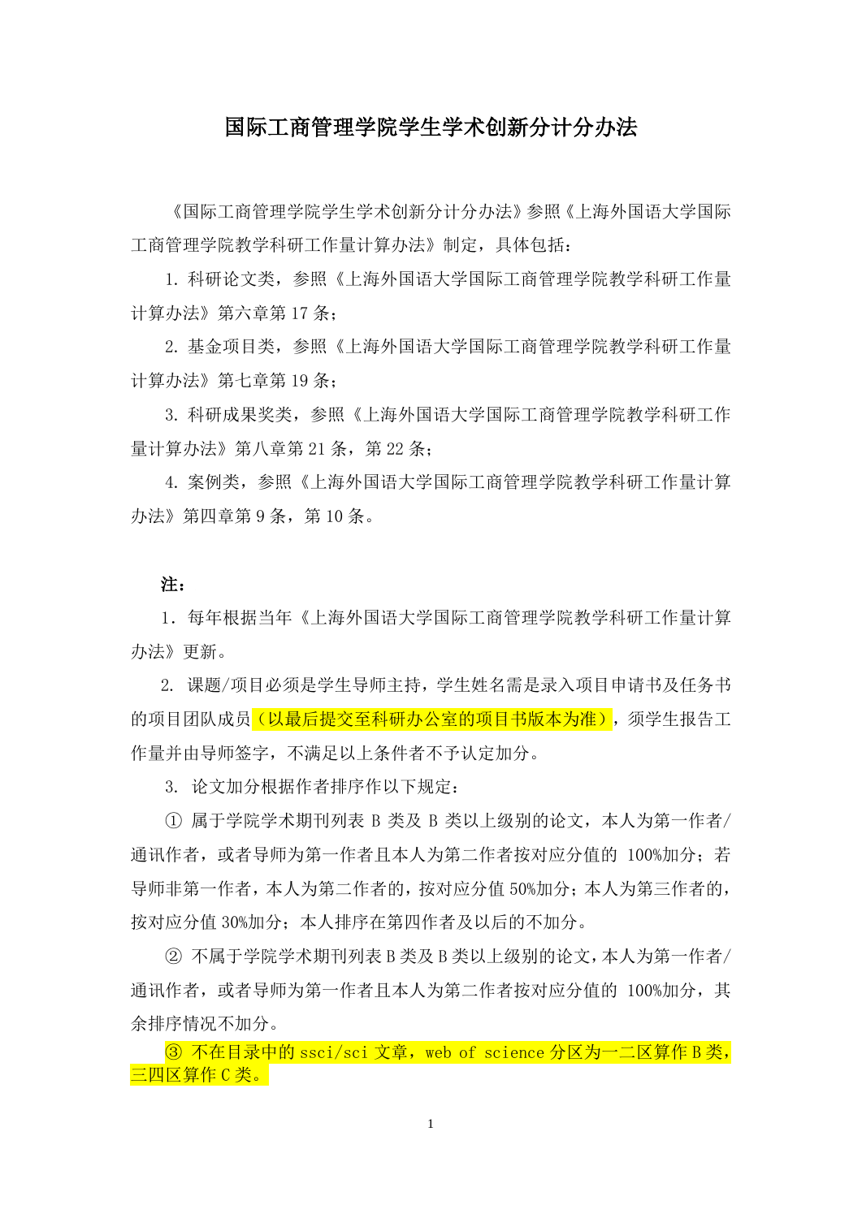# 国际工商管理学院学生学术创新分计分办法

《国际工商管理学院学生学术创新分计分办法》参照《上海外国语大学国际工商管理学院教学科研工作量计算办法》制定，具体包括：

1. 科研论文类，参照《上海外国语大学国际工商管理学院教学科研工作量计算办法》第六章第 17 条；

2. 基金项目类，参照《上海外国语大学国际工商管理学院教学科研工作量计算办法》第七章第 19 条；

3. 科研成果奖类，参照《上海外国语大学国际工商管理学院教学科研工作量计算办法》第八章第 21 条，第 22 条；

4. 案例类，参照《上海外国语大学国际工商管理学院教学科研工作量计算办法》第四章第 9 条，第 10 条。

**注：**

1．每年根据当年《上海外国语大学国际工商管理学院教学科研工作量计算办法》更新。

2. 课题/项目必须是学生导师主持，学生姓名需是录入项目申请书及任务书的项目团队成员（以最后提交至科研办公室的项目书版本为准），须学生报告工作量并由导师签字，不满足以上条件者不予认定加分。

3. 论文加分根据作者排序作以下规定：

① 属于学院学术期刊列表 B 类及 B 类以上级别的论文，本人为第一作者/通讯作者，或者导师为第一作者且本人为第二作者按对应分值的 100%加分；若导师非第一作者，本人为第二作者的，按对应分值 50%加分；本人为第三作者的，按对应分值 30%加分；本人排序在第四作者及以后的不加分。

② 不属于学院学术期刊列表 B 类及 B 类以上级别的论文，本人为第一作者/通讯作者，或者导师为第一作者且本人为第二作者按对应分值的 100%加分，其余排序情况不加分。

③ 不在目录中的 ssci/sci 文章，web of science 分区为一二区算作 B 类，三四区算作 C 类。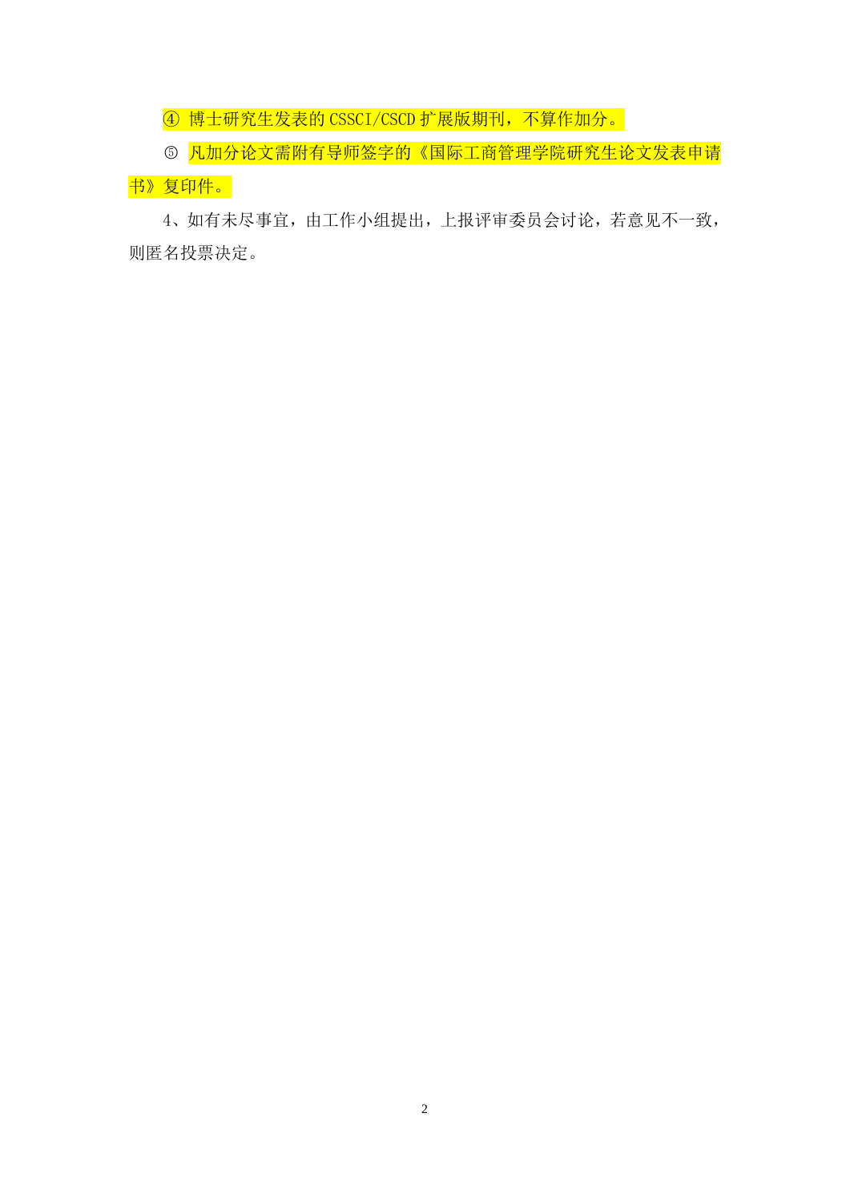④ 博士研究生发表的CSSCI/CSCD扩展版期刊，不算作加分。

⑤ 凡加分论文需附有导师签字的《国际工商管理学院研究生论文发表申请书》复印件。

4、如有未尽事宜，由工作小组提出，上报评审委员会讨论，若意见不一致，则匿名投票决定。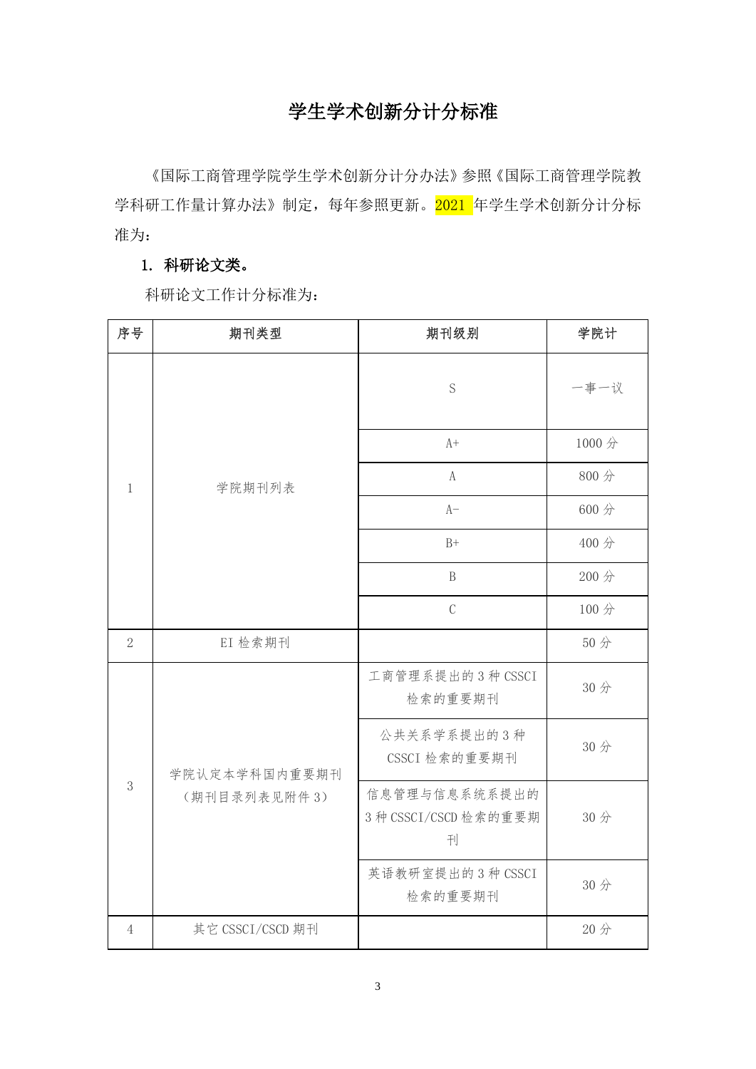# 学生学术创新分计分标准

《国际工商管理学院学生学术创新分计分办法》参照《国际工商管理学院教学科研工作量计算办法》制定，每年参照更新。2021 年学生学术创新分计分标准为：

**1. 科研论文类。**

科研论文工作计分标准为：

| 序号 | 期刊类型 | 期刊级别 | 学院计 |
|---|---|---|---|
| 1 | 学院期刊列表 | S | 一事一议 |
| | | A+ | 1000 分 |
| | | A | 800 分 |
| | | A- | 600 分 |
| | | B+ | 400 分 |
| | | B | 200 分 |
| | | C | 100 分 |
| 2 | EI 检索期刊 | | 50 分 |
| 3 | 学院认定本学科国内重要期刊（期刊目录列表见附件 3） | 工商管理系提出的 3 种 CSSCI 检索的重要期刊 | 30 分 |
| | | 公共关系学系提出的 3 种 CSSCI 检索的重要期刊 | 30 分 |
| | | 信息管理与信息系统系提出的 3 种 CSSCI/CSCD 检索的重要期刊 | 30 分 |
| | | 英语教研室提出的 3 种 CSSCI 检索的重要期刊 | 30 分 |
| 4 | 其它 CSSCI/CSCD 期刊 | | 20 分 |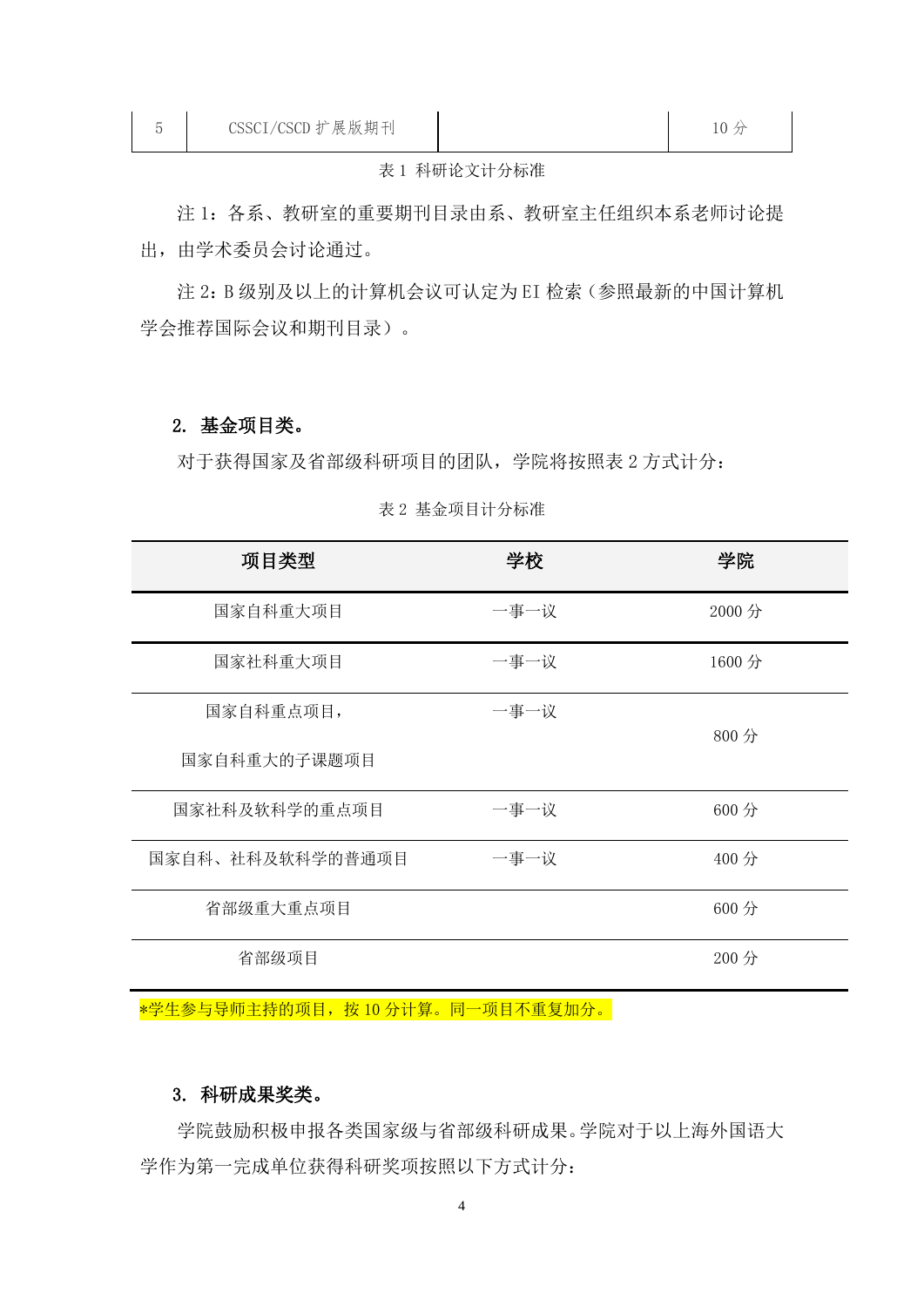| 5 | CSSCI/CSCD 扩展版期刊 | | 10 分 |
|---|---|---|---|

表 1 科研论文计分标准

注 1：各系、教研室的重要期刊目录由系、教研室主任组织本系老师讨论提出，由学术委员会讨论通过。

注 2：B 级别及以上的计算机会议可认定为 EI 检索（参照最新的中国计算机学会推荐国际会议和期刊目录）。

**2. 基金项目类。**

对于获得国家及省部级科研项目的团队，学院将按照表 2 方式计分：

表 2 基金项目计分标准

| 项目类型 | 学校 | 学院 |
|---|---|---|
| 国家自科重大项目 | 一事一议 | 2000 分 |
| 国家社科重大项目 | 一事一议 | 1600 分 |
| 国家自科重点项目，<br>国家自科重大的子课题项目 | 一事一议 | 800 分 |
| 国家社科及软科学的重点项目 | 一事一议 | 600 分 |
| 国家自科、社科及软科学的普通项目 | 一事一议 | 400 分 |
| 省部级重大重点项目 | | 600 分 |
| 省部级项目 | | 200 分 |

*学生参与导师主持的项目，按 10 分计算。同一项目不重复加分。

**3. 科研成果奖类。**

学院鼓励积极申报各类国家级与省部级科研成果。学院对于以上海外国语大学作为第一完成单位获得科研奖项按照以下方式计分：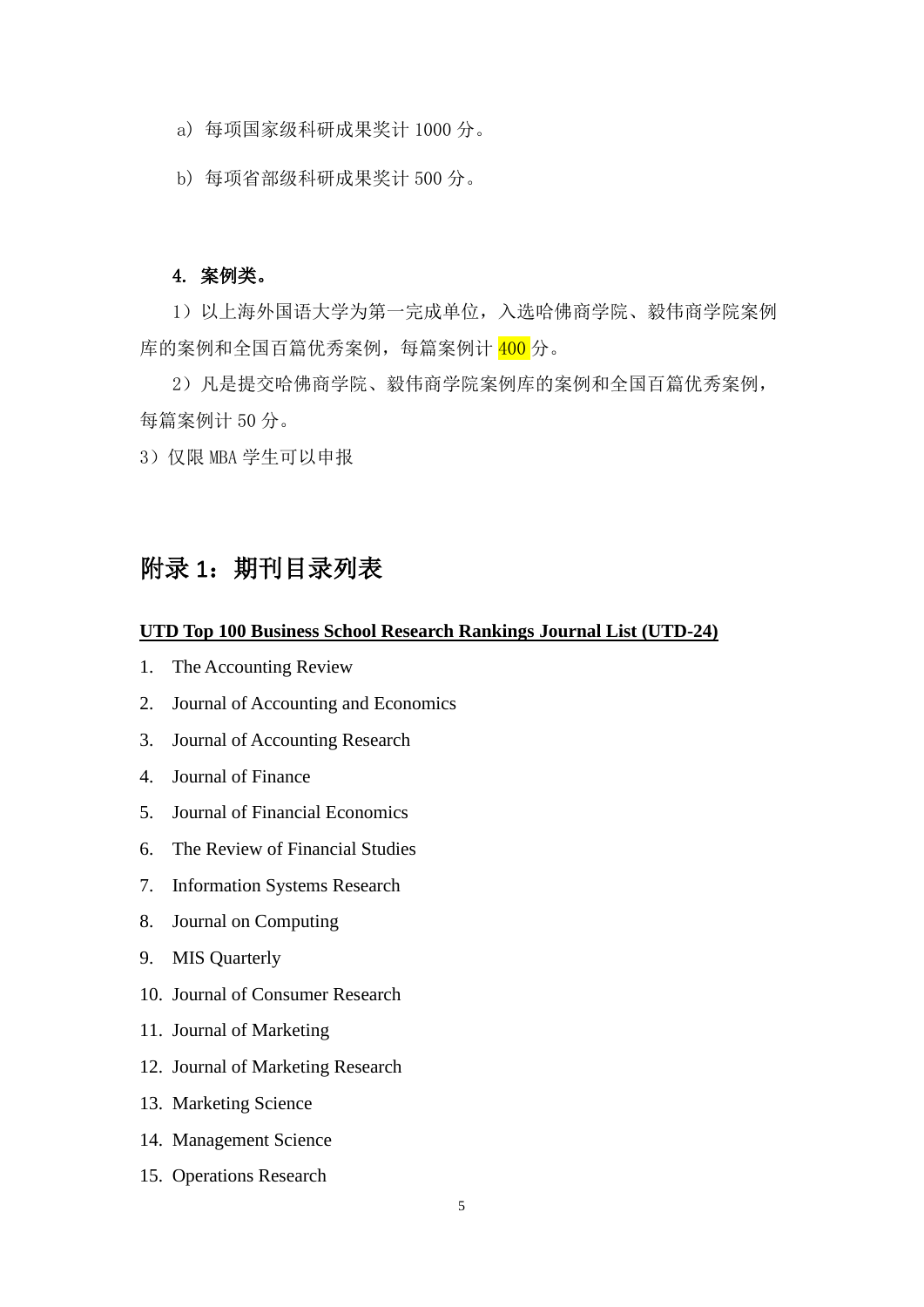a）每项国家级科研成果奖计 1000 分。

b）每项省部级科研成果奖计 500 分。

**4. 案例类。**

1）以上海外国语大学为第一完成单位，入选哈佛商学院、毅伟商学院案例库的案例和全国百篇优秀案例，每篇案例计 400 分。

2）凡是提交哈佛商学院、毅伟商学院案例库的案例和全国百篇优秀案例，每篇案例计 50 分。

3）仅限 MBA 学生可以申报

## 附录 1：期刊目录列表

**UTD Top 100 Business School Research Rankings Journal List (UTD-24)**

1. The Accounting Review
2. Journal of Accounting and Economics
3. Journal of Accounting Research
4. Journal of Finance
5. Journal of Financial Economics
6. The Review of Financial Studies
7. Information Systems Research
8. Journal on Computing
9. MIS Quarterly
10. Journal of Consumer Research
11. Journal of Marketing
12. Journal of Marketing Research
13. Marketing Science
14. Management Science
15. Operations Research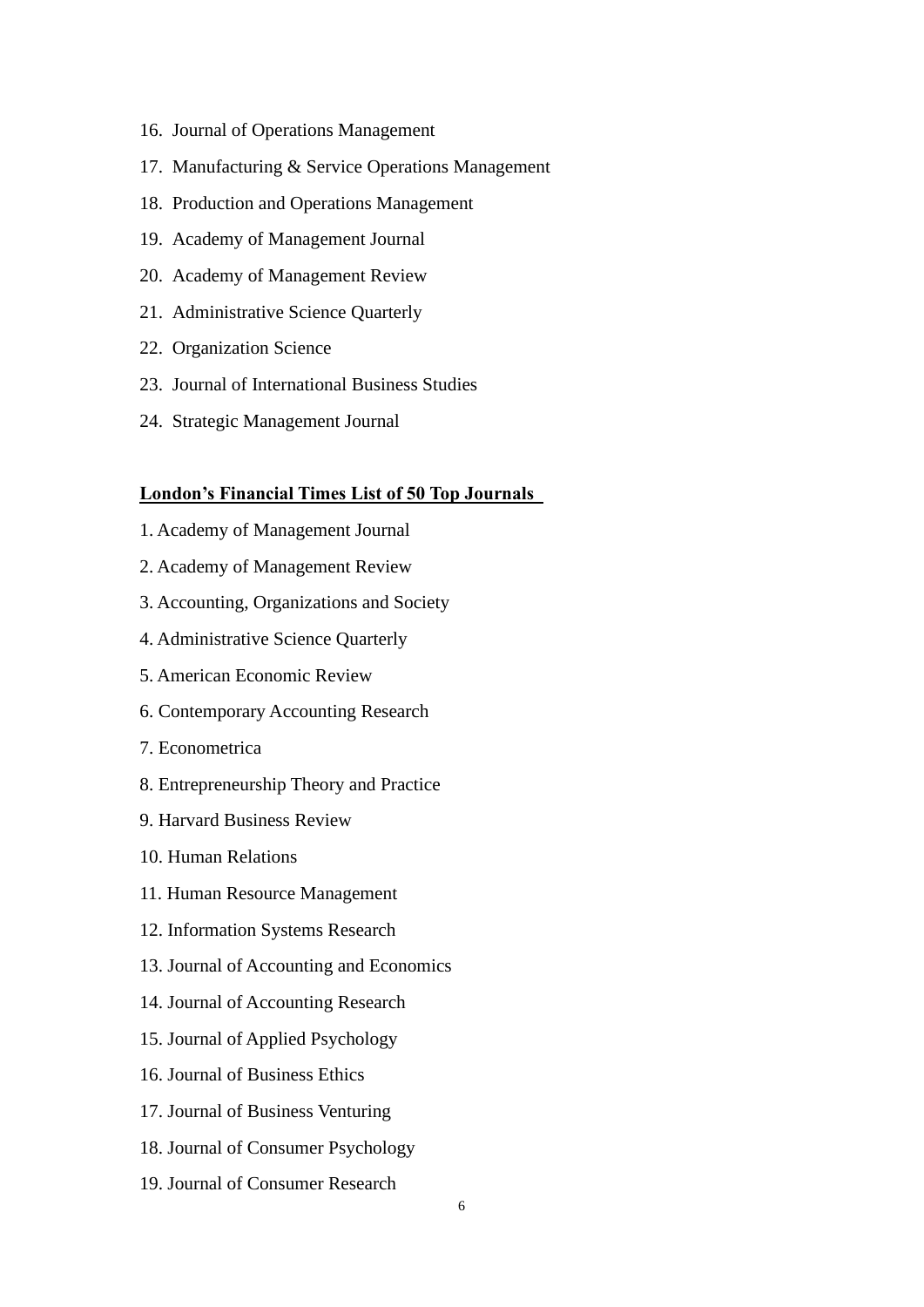16. Journal of Operations Management
17. Manufacturing & Service Operations Management
18. Production and Operations Management
19. Academy of Management Journal
20. Academy of Management Review
21. Administrative Science Quarterly
22. Organization Science
23. Journal of International Business Studies
24. Strategic Management Journal

**<u>London's Financial Times List of 50 Top Journals</u>**

1. Academy of Management Journal
2. Academy of Management Review
3. Accounting, Organizations and Society
4. Administrative Science Quarterly
5. American Economic Review
6. Contemporary Accounting Research
7. Econometrica
8. Entrepreneurship Theory and Practice
9. Harvard Business Review
10. Human Relations
11. Human Resource Management
12. Information Systems Research
13. Journal of Accounting and Economics
14. Journal of Accounting Research
15. Journal of Applied Psychology
16. Journal of Business Ethics
17. Journal of Business Venturing
18. Journal of Consumer Psychology
19. Journal of Consumer Research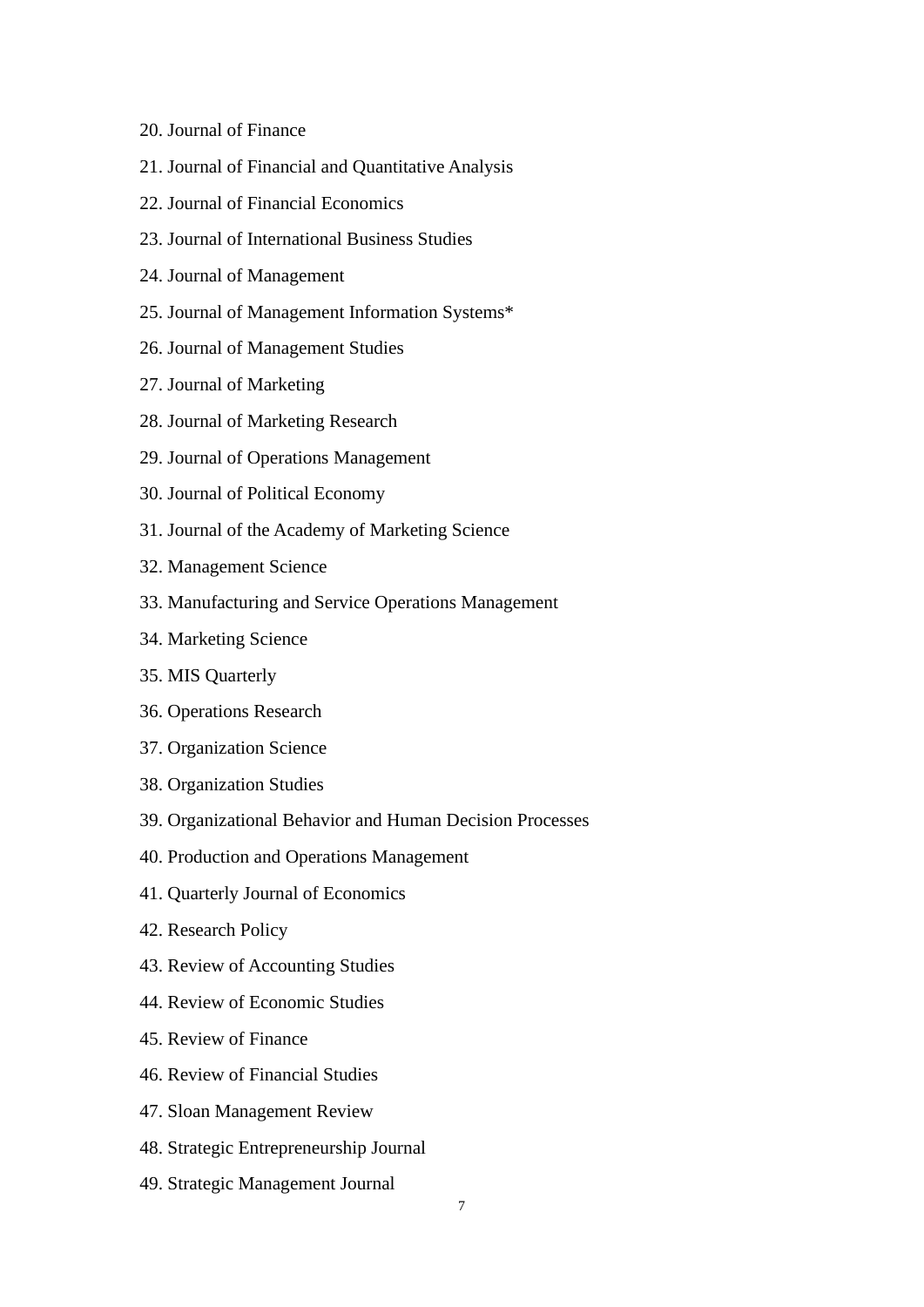20. Journal of Finance
21. Journal of Financial and Quantitative Analysis
22. Journal of Financial Economics
23. Journal of International Business Studies
24. Journal of Management
25. Journal of Management Information Systems*
26. Journal of Management Studies
27. Journal of Marketing
28. Journal of Marketing Research
29. Journal of Operations Management
30. Journal of Political Economy
31. Journal of the Academy of Marketing Science
32. Management Science
33. Manufacturing and Service Operations Management
34. Marketing Science
35. MIS Quarterly
36. Operations Research
37. Organization Science
38. Organization Studies
39. Organizational Behavior and Human Decision Processes
40. Production and Operations Management
41. Quarterly Journal of Economics
42. Research Policy
43. Review of Accounting Studies
44. Review of Economic Studies
45. Review of Finance
46. Review of Financial Studies
47. Sloan Management Review
48. Strategic Entrepreneurship Journal
49. Strategic Management Journal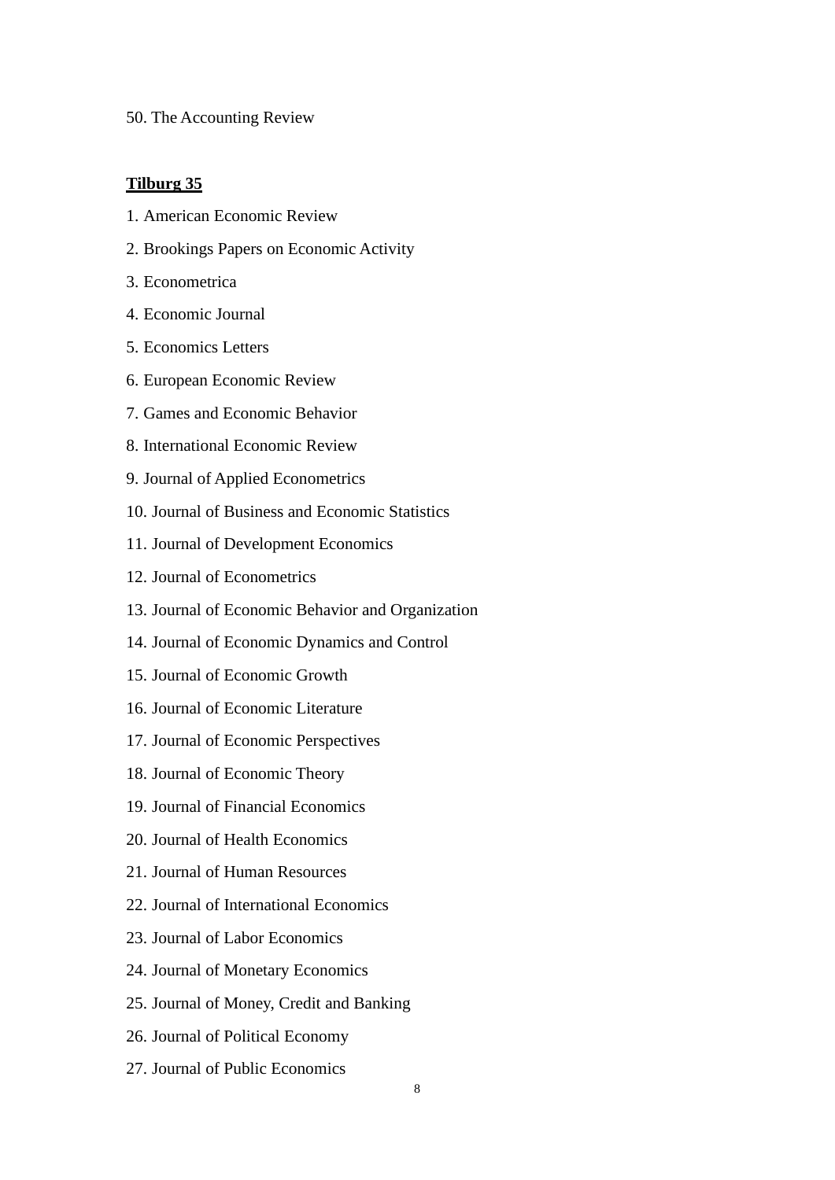50. The Accounting Review

**<u>Tilburg 35</u>**

1. American Economic Review

2. Brookings Papers on Economic Activity

3. Econometrica

4. Economic Journal

5. Economics Letters

6. European Economic Review

7. Games and Economic Behavior

8. International Economic Review

9. Journal of Applied Econometrics

10. Journal of Business and Economic Statistics

11. Journal of Development Economics

12. Journal of Econometrics

13. Journal of Economic Behavior and Organization

14. Journal of Economic Dynamics and Control

15. Journal of Economic Growth

16. Journal of Economic Literature

17. Journal of Economic Perspectives

18. Journal of Economic Theory

19. Journal of Financial Economics

20. Journal of Health Economics

21. Journal of Human Resources

22. Journal of International Economics

23. Journal of Labor Economics

24. Journal of Monetary Economics

25. Journal of Money, Credit and Banking

26. Journal of Political Economy

27. Journal of Public Economics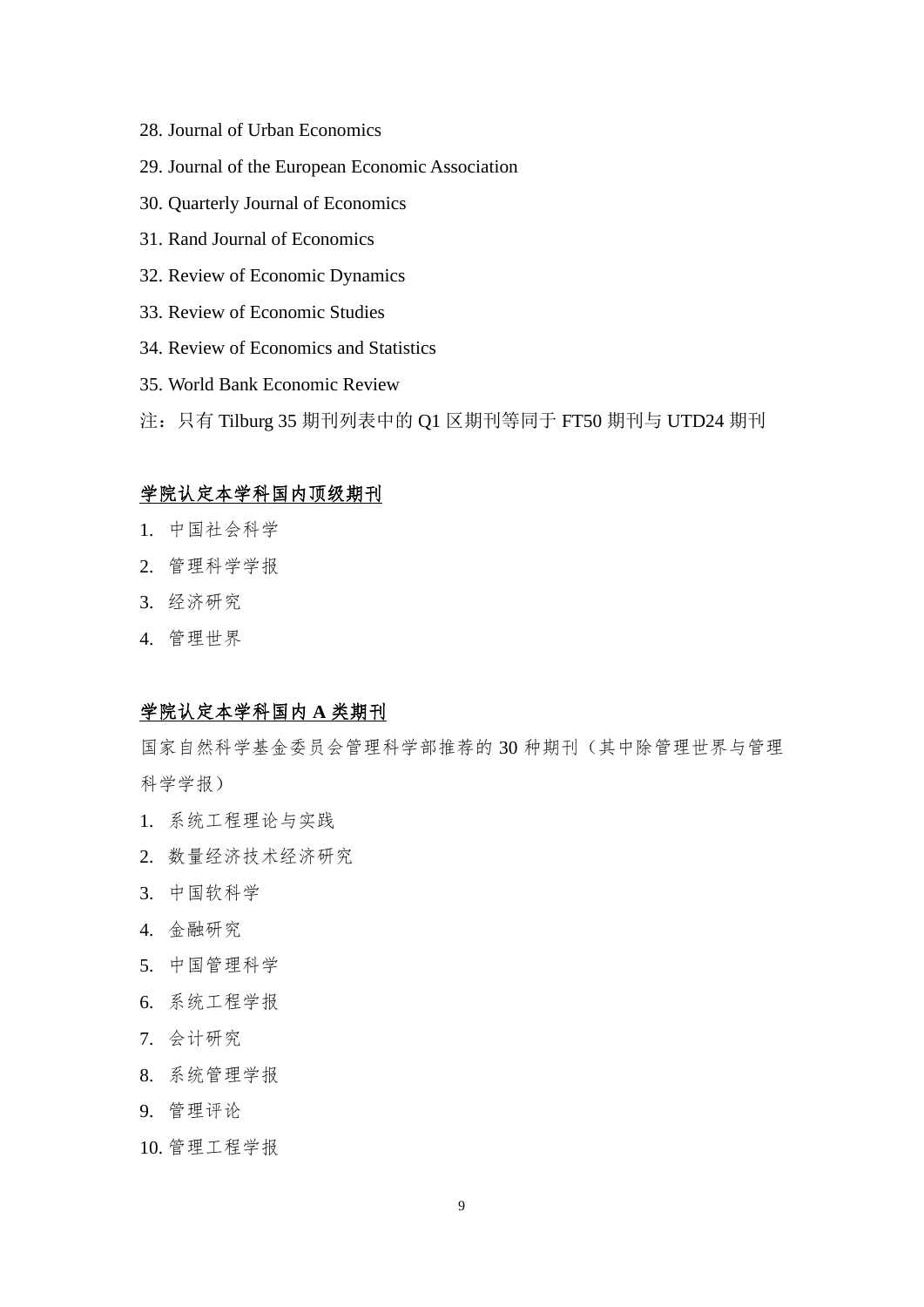28. Journal of Urban Economics
29. Journal of the European Economic Association
30. Quarterly Journal of Economics
31. Rand Journal of Economics
32. Review of Economic Dynamics
33. Review of Economic Studies
34. Review of Economics and Statistics
35. World Bank Economic Review

注：只有 Tilburg 35 期刊列表中的 Q1 区期刊等同于 FT50 期刊与 UTD24 期刊

<u>**学院认定本学科国内顶级期刊**</u>

1. 中国社会科学
2. 管理科学学报
3. 经济研究
4. 管理世界

<u>**学院认定本学科国内 A 类期刊**</u>

国家自然科学基金委员会管理科学部推荐的 30 种期刊（其中除管理世界与管理科学学报）

1. 系统工程理论与实践
2. 数量经济技术经济研究
3. 中国软科学
4. 金融研究
5. 中国管理科学
6. 系统工程学报
7. 会计研究
8. 系统管理学报
9. 管理评论
10. 管理工程学报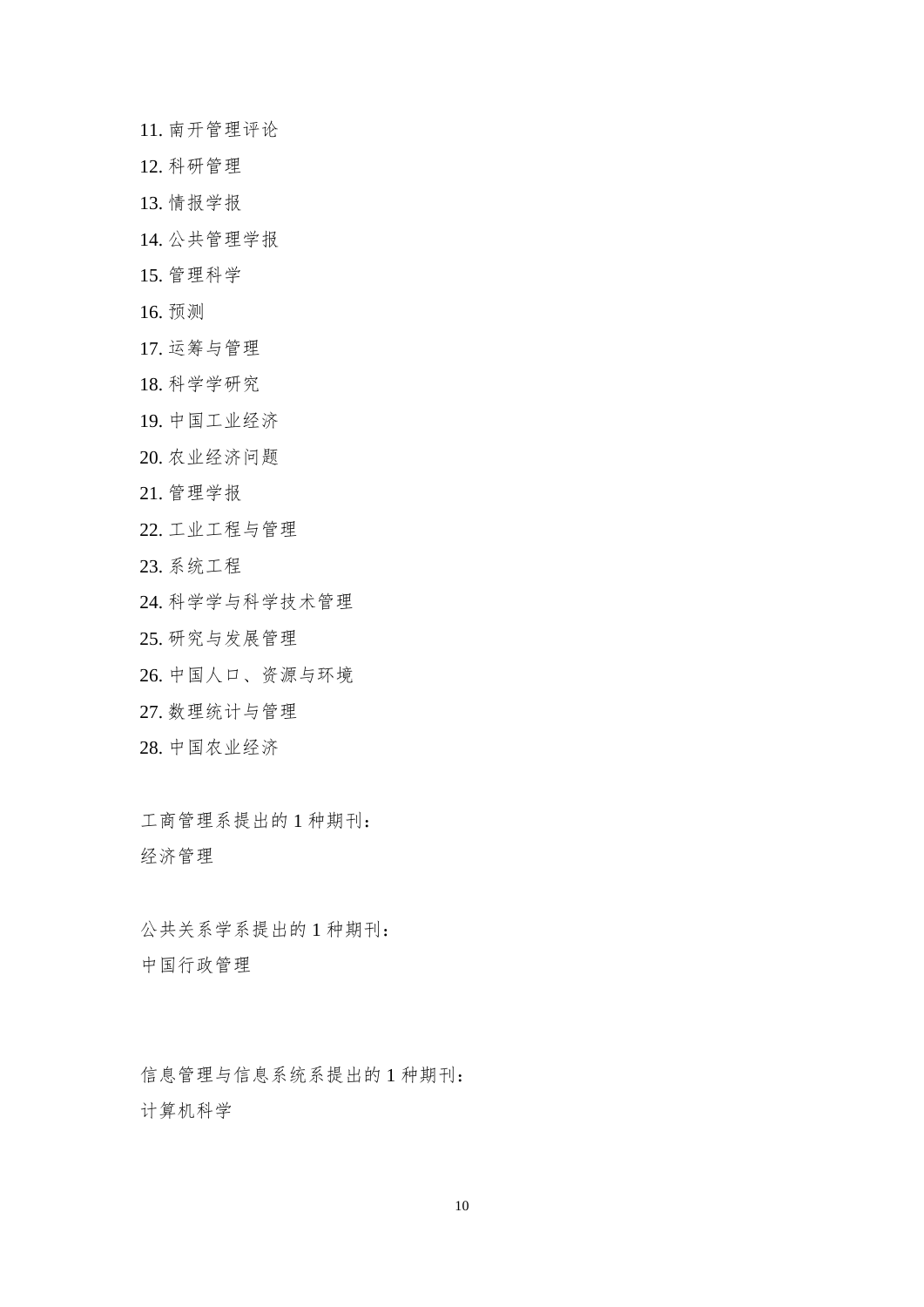11. 南开管理评论
12. 科研管理
13. 情报学报
14. 公共管理学报
15. 管理科学
16. 预测
17. 运筹与管理
18. 科学学研究
19. 中国工业经济
20. 农业经济问题
21. 管理学报
22. 工业工程与管理
23. 系统工程
24. 科学学与科学技术管理
25. 研究与发展管理
26. 中国人口、资源与环境
27. 数理统计与管理
28. 中国农业经济

工商管理系提出的 1 种期刊：

经济管理

公共关系学系提出的 1 种期刊：

中国行政管理

信息管理与信息系统系提出的 1 种期刊：

计算机科学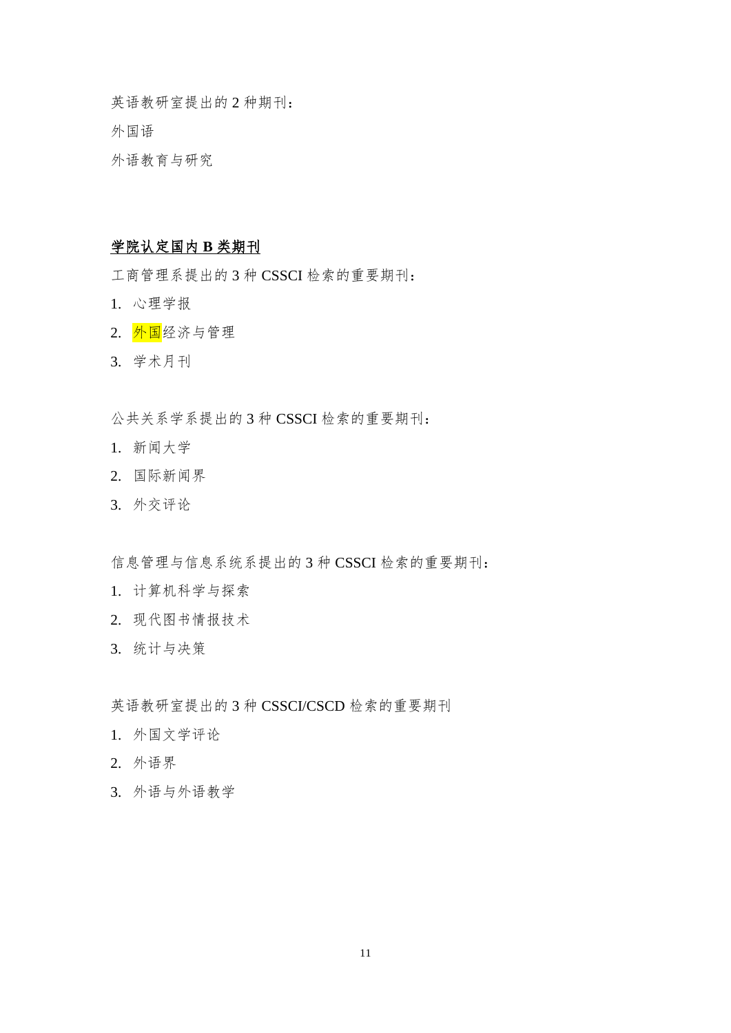英语教研室提出的 2 种期刊：

外国语

外语教育与研究

## 学院认定国内 B 类期刊

工商管理系提出的 3 种 CSSCI 检索的重要期刊：

1. 心理学报
2. 外国经济与管理
3. 学术月刊

公共关系学系提出的 3 种 CSSCI 检索的重要期刊：

1. 新闻大学
2. 国际新闻界
3. 外交评论

信息管理与信息系统系提出的 3 种 CSSCI 检索的重要期刊：

1. 计算机科学与探索
2. 现代图书情报技术
3. 统计与决策

英语教研室提出的 3 种 CSSCI/CSCD 检索的重要期刊

1. 外国文学评论
2. 外语界
3. 外语与外语教学